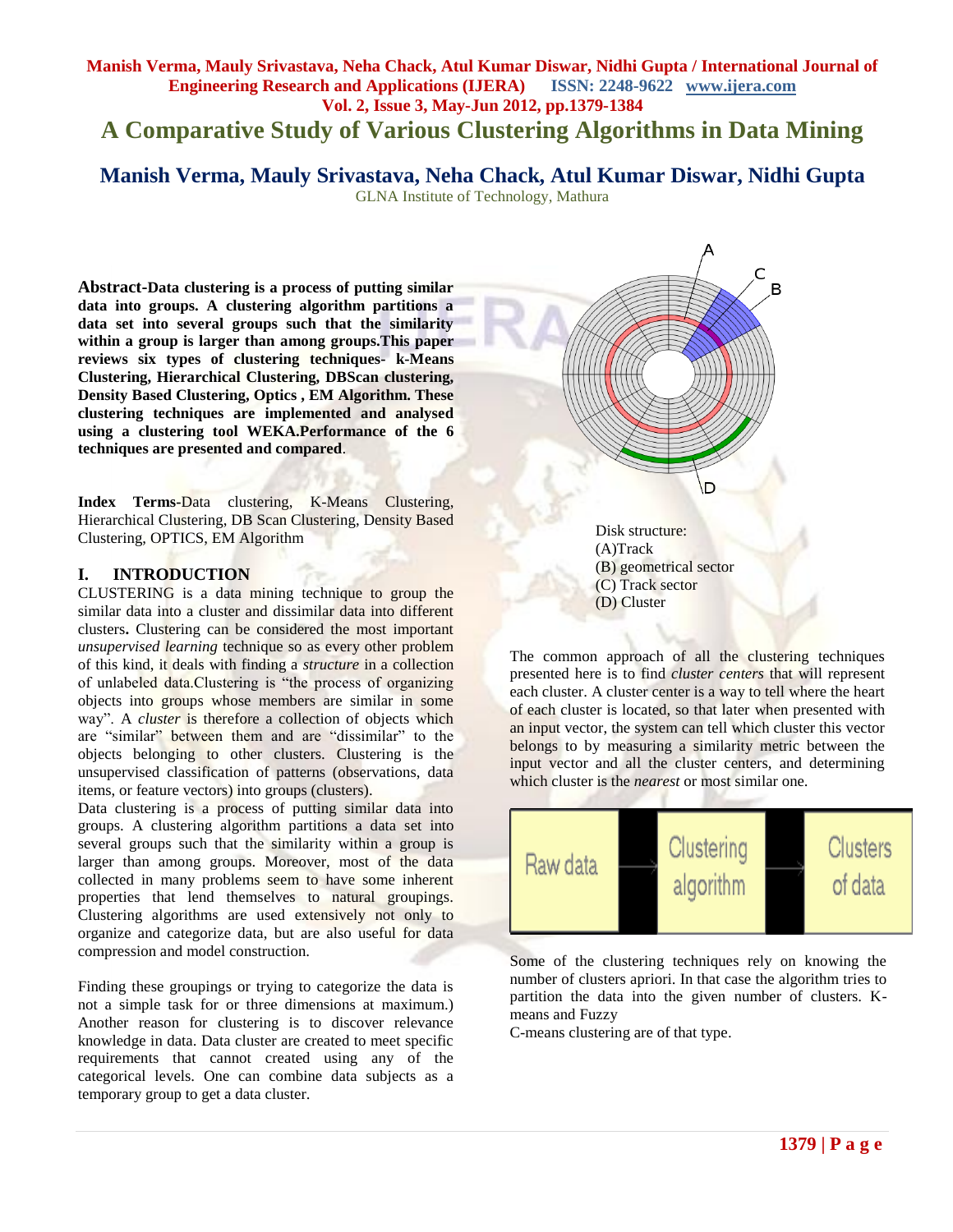# A Comparative Study of Various Clustering Algorithms in Data Mining

## Manish Verma, Mauly Srivastava, Neha Chack, Atul Kumar Diswar, Nidhi Gupta

GLNA Institute of Technology, Mathura

**Abstract-Data clustering is a process of putting similar data into groups. A clustering algorithm partitions a data set into several groups such that the similarity within a group is larger than among groups.This paper reviews six types of clustering techniques- k-Means Clustering, Hierarchical Clustering, DBScan clustering, Density Based Clustering, Optics , EM Algorithm. These clustering techniques are implemented and analysed using a clustering tool WEKA.Performance of the 6 techniques are presented and compared**.

**Index Terms-**Data clustering, K-Means Clustering, Hierarchical Clustering, DB Scan Clustering, Density Based Clustering, OPTICS, EM Algorithm

## I. INTRODUCTION

CLUSTERING is a data mining technique to group the similar data into a cluster and dissimilar data into different clusters**.** Clustering can be considered the most important *unsupervised learning* technique so as every other problem of this kind, it deals with finding a *structure* in a collection of unlabeled data.Clustering is "the process of organizing objects into groups whose members are similar in some way". A *cluster* is therefore a collection of objects which are "similar" between them and are "dissimilar" to the objects belonging to other clusters. Clustering is the unsupervised classification of patterns (observations, data items, or feature vectors) into groups (clusters).

Data clustering is a process of putting similar data into groups. A clustering algorithm partitions a data set into several groups such that the similarity within a group is larger than among groups. Moreover, most of the data collected in many problems seem to have some inherent properties that lend themselves to natural groupings. Clustering algorithms are used extensively not only to organize and categorize data, but are also useful for data compression and model construction.

Finding these groupings or trying to categorize the data is not a simple task for or three dimensions at maximum.) Another reason for clustering is to discover relevance knowledge in data. Data cluster are created to meet specific requirements that cannot created using any of the categorical levels. One can combine data subjects as a temporary group to get a data cluster.

A
C
B
D

Disk structure:
(A)Track
(B) geometrical sector
(C) Track sector
(D) Cluster

The common approach of all the clustering techniques presented here is to find *cluster centers* that will represent each cluster. A cluster center is a way to tell where the heart of each cluster is located, so that later when presented with an input vector, the system can tell which cluster this vector belongs to by measuring a similarity metric between the input vector and all the cluster centers, and determining which cluster is the *nearest* or most similar one.

Raw data
Clustering algorithm
Clusters of data

Some of the clustering techniques rely on knowing the number of clusters apriori. In that case the algorithm tries to partition the data into the given number of clusters. K-means and Fuzzy
C-means clustering are of that type.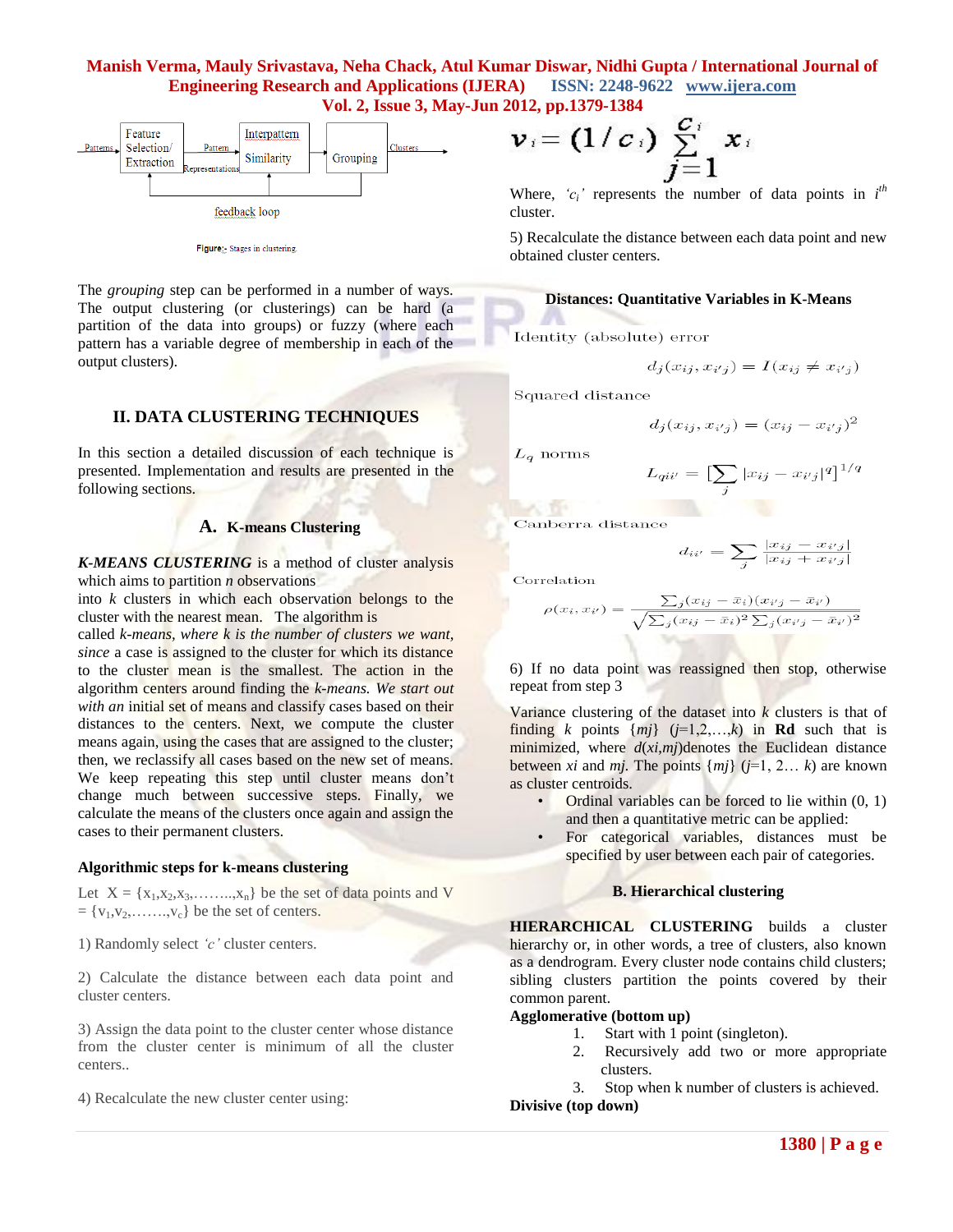Patterns → Feature Selection/ Extraction → Pattern Representations → Interpattern Similarity → Grouping → Clusters

feedback loop

Figure:- Stages in clustering.

The *grouping* step can be performed in a number of ways. The output clustering (or clusterings) can be hard (a partition of the data into groups) or fuzzy (where each pattern has a variable degree of membership in each of the output clusters).

## II. DATA CLUSTERING TECHNIQUES

In this section a detailed discussion of each technique is presented. Implementation and results are presented in the following sections.

### A. K-means Clustering

***K-MEANS CLUSTERING*** is a method of cluster analysis which aims to partition *n* observations into *k* clusters in which each observation belongs to the cluster with the nearest mean. The algorithm is called *k-means, where k is the number of clusters we want, since* a case is assigned to the cluster for which its distance to the cluster mean is the smallest. The action in the algorithm centers around finding the *k-means. We start out with an* initial set of means and classify cases based on their distances to the centers. Next, we compute the cluster means again, using the cases that are assigned to the cluster; then, we reclassify all cases based on the new set of means. We keep repeating this step until cluster means don't change much between successive steps. Finally, we calculate the means of the clusters once again and assign the cases to their permanent clusters.

**Algorithmic steps for k-means clustering**

Let $X = \{x_1,x_2,x_3,\ldots\ldots..,x_n\}$ be the set of data points and $V = \{v_1,v_2,\ldots\ldots.,v_c\}$ be the set of centers.

1) Randomly select *'c'* cluster centers.

2) Calculate the distance between each data point and cluster centers.

3) Assign the data point to the cluster center whose distance from the cluster center is minimum of all the cluster centers..

4) Recalculate the new cluster center using:

$$v_i = (1/c_i) \sum_{j=1}^{c_i} x_i$$

Where, *'$c_i$'* represents the number of data points in $i^{th}$ cluster.

5) Recalculate the distance between each data point and new obtained cluster centers.

**Distances: Quantitative Variables in K-Means**

Identity (absolute) error

$$d_j(x_{ij}, x_{i'j}) = I(x_{ij} \neq x_{i'j})$$

Squared distance

$$d_j(x_{ij}, x_{i'j}) = (x_{ij} - x_{i'j})^2$$

$L_q$ norms

$$L_{qii'} = \left[\sum_j |x_{ij} - x_{i'j}|^q\right]^{1/q}$$

Canberra distance

$$d_{ii'} = \sum_j \frac{|x_{ij} - x_{i'j}|}{|x_{ij} + x_{i'j}|}$$

Correlation

$$\rho(x_i, x_{i'}) = \frac{\sum_j (x_{ij} - \bar{x}_i)(x_{i'j} - \bar{x}_{i'})}{\sqrt{\sum_j (x_{ij} - \bar{x}_i)^2 \sum_j (x_{i'j} - \bar{x}_{i'})^2}}$$

6) If no data point was reassigned then stop, otherwise repeat from step 3

Variance clustering of the dataset into *k* clusters is that of finding *k* points $\{m_j\}$ ($j$=1,2,….,$k$) in **Rd** such that is minimized, where $d(x_i,m_j)$denotes the Euclidean distance between $x_i$ and $m_j$. The points $\{m_j\}$ ($j$=1, 2… $k$) are known as cluster centroids.

- Ordinal variables can be forced to lie within (0, 1) and then a quantitative metric can be applied:
- For categorical variables, distances must be specified by user between each pair of categories.

### B. Hierarchical clustering

**HIERARCHICAL CLUSTERING** builds a cluster hierarchy or, in other words, a tree of clusters, also known as a dendrogram. Every cluster node contains child clusters; sibling clusters partition the points covered by their common parent.

**Agglomerative (bottom up)**

1. Start with 1 point (singleton).
2. Recursively add two or more appropriate clusters.
3. Stop when k number of clusters is achieved.

**Divisive (top down)**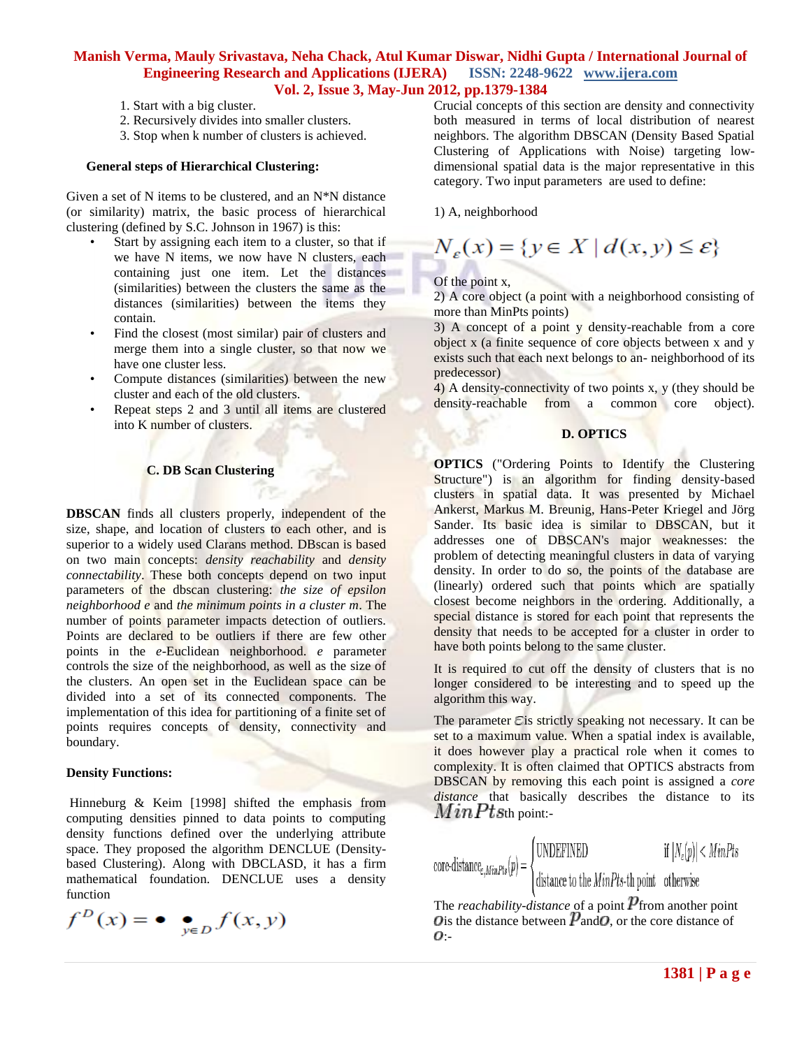1. Start with a big cluster.
2. Recursively divides into smaller clusters.
3. Stop when k number of clusters is achieved.

**General steps of Hierarchical Clustering:**

Given a set of N items to be clustered, and an N*N distance (or similarity) matrix, the basic process of hierarchical clustering (defined by S.C. Johnson in 1967) is this:

- Start by assigning each item to a cluster, so that if we have N items, we now have N clusters, each containing just one item. Let the distances (similarities) between the clusters the same as the distances (similarities) between the items they contain.
- Find the closest (most similar) pair of clusters and merge them into a single cluster, so that now we have one cluster less.
- Compute distances (similarities) between the new cluster and each of the old clusters.
- Repeat steps 2 and 3 until all items are clustered into K number of clusters.

### C. DB Scan Clustering

**DBSCAN** finds all clusters properly, independent of the size, shape, and location of clusters to each other, and is superior to a widely used Clarans method. DBscan is based on two main concepts: *density reachability* and *density connectability*. These both concepts depend on two input parameters of the dbscan clustering: *the size of epsilon neighborhood e* and *the minimum points in a cluster m*. The number of points parameter impacts detection of outliers. Points are declared to be outliers if there are few other points in the *e*-Euclidean neighborhood. *e* parameter controls the size of the neighborhood, as well as the size of the clusters. An open set in the Euclidean space can be divided into a set of its connected components. The implementation of this idea for partitioning of a finite set of points requires concepts of density, connectivity and boundary.

**Density Functions:**

Hinneburg & Keim [1998] shifted the emphasis from computing densities pinned to data points to computing density functions defined over the underlying attribute space. They proposed the algorithm DENCLUE (Density-based Clustering). Along with DBCLASD, it has a firm mathematical foundation. DENCLUE uses a density function

$$f^D(x) = \bullet \quad \bullet_{y \in D} f(x, y)$$

Crucial concepts of this section are density and connectivity both measured in terms of local distribution of nearest neighbors. The algorithm DBSCAN (Density Based Spatial Clustering of Applications with Noise) targeting low-dimensional spatial data is the major representative in this category. Two input parameters are used to define:

1) A, neighborhood

$$N_\varepsilon(x) = \{y \in X \mid d(x, y) \le \varepsilon\}$$

Of the point x,

2) A core object (a point with a neighborhood consisting of more than MinPts points)

3) A concept of a point y density-reachable from a core object x (a finite sequence of core objects between x and y exists such that each next belongs to an- neighborhood of its predecessor)

4) A density-connectivity of two points x, y (they should be density-reachable from a common core object).

### D. OPTICS

**OPTICS** ("Ordering Points to Identify the Clustering Structure") is an algorithm for finding density-based clusters in spatial data. It was presented by Michael Ankerst, Markus M. Breunig, Hans-Peter Kriegel and Jörg Sander. Its basic idea is similar to DBSCAN, but it addresses one of DBSCAN's major weaknesses: the problem of detecting meaningful clusters in data of varying density. In order to do so, the points of the database are (linearly) ordered such that points which are spatially closest become neighbors in the ordering. Additionally, a special distance is stored for each point that represents the density that needs to be accepted for a cluster in order to have both points belong to the same cluster.

It is required to cut off the density of clusters that is no longer considered to be interesting and to speed up the algorithm this way.

The parameter $\varepsilon$ is strictly speaking not necessary. It can be set to a maximum value. When a spatial index is available, it does however play a practical role when it comes to complexity. It is often claimed that OPTICS abstracts from DBSCAN by removing this each point is assigned a *core distance* that basically describes the distance to its $MinPts$th point:-

$$\text{core-distance}_{\varepsilon,MinPts}(p) = \begin{cases} \text{UNDEFINED} & \text{if } |N_\varepsilon(p)| < MinPts \\ \text{distance to the } MinPts\text{-th point} & \text{otherwise} \end{cases}$$

The *reachability-distance* of a point $p$ from another point $o$ is the distance between $p$ and $o$, or the core distance of $o$:-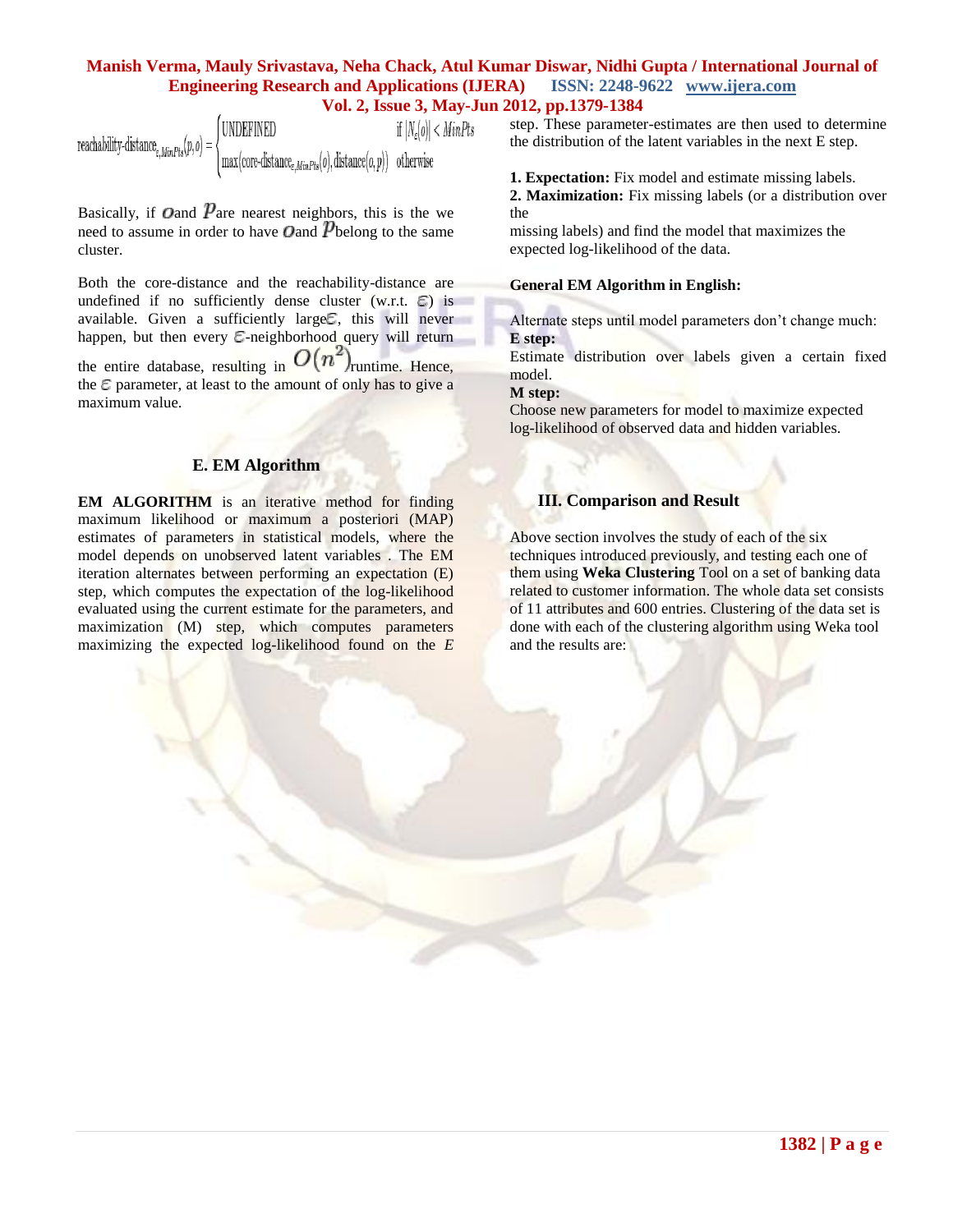$$\text{reachability-distance}_{\varepsilon,MinPts}(p,o) = \begin{cases} \text{UNDEFINED} & \text{if } |N_\varepsilon(o)| < MinPts \\ \max(\text{core-distance}_{\varepsilon,MinPts}(o), \text{distance}(o,p)) & \text{otherwise} \end{cases}$$

Basically, if $o$ and $p$ are nearest neighbors, this is the we need to assume in order to have $o$ and $p$ belong to the same cluster.

Both the core-distance and the reachability-distance are undefined if no sufficiently dense cluster (w.r.t. $\varepsilon$) is available. Given a sufficiently large $\varepsilon$, this will never happen, but then every $\varepsilon$-neighborhood query will return the entire database, resulting in $O(n^2)$ runtime. Hence, the $\varepsilon$ parameter, at least to the amount of only has to give a maximum value.

### E. EM Algorithm

**EM ALGORITHM** is an iterative method for finding maximum likelihood or maximum a posteriori (MAP) estimates of parameters in statistical models, where the model depends on unobserved latent variables . The EM iteration alternates between performing an expectation (E) step, which computes the expectation of the log-likelihood evaluated using the current estimate for the parameters, and maximization (M) step, which computes parameters maximizing the expected log-likelihood found on the *E* step. These parameter-estimates are then used to determine the distribution of the latent variables in the next E step.

**1. Expectation:** Fix model and estimate missing labels.
**2. Maximization:** Fix missing labels (or a distribution over the
missing labels) and find the model that maximizes the expected log-likelihood of the data.

**General EM Algorithm in English:**

Alternate steps until model parameters don't change much:
**E step:**
Estimate distribution over labels given a certain fixed model.
**M step:**
Choose new parameters for model to maximize expected log-likelihood of observed data and hidden variables.

## III. Comparison and Result

Above section involves the study of each of the six techniques introduced previously, and testing each one of them using **Weka Clustering** Tool on a set of banking data related to customer information. The whole data set consists of 11 attributes and 600 entries. Clustering of the data set is done with each of the clustering algorithm using Weka tool and the results are: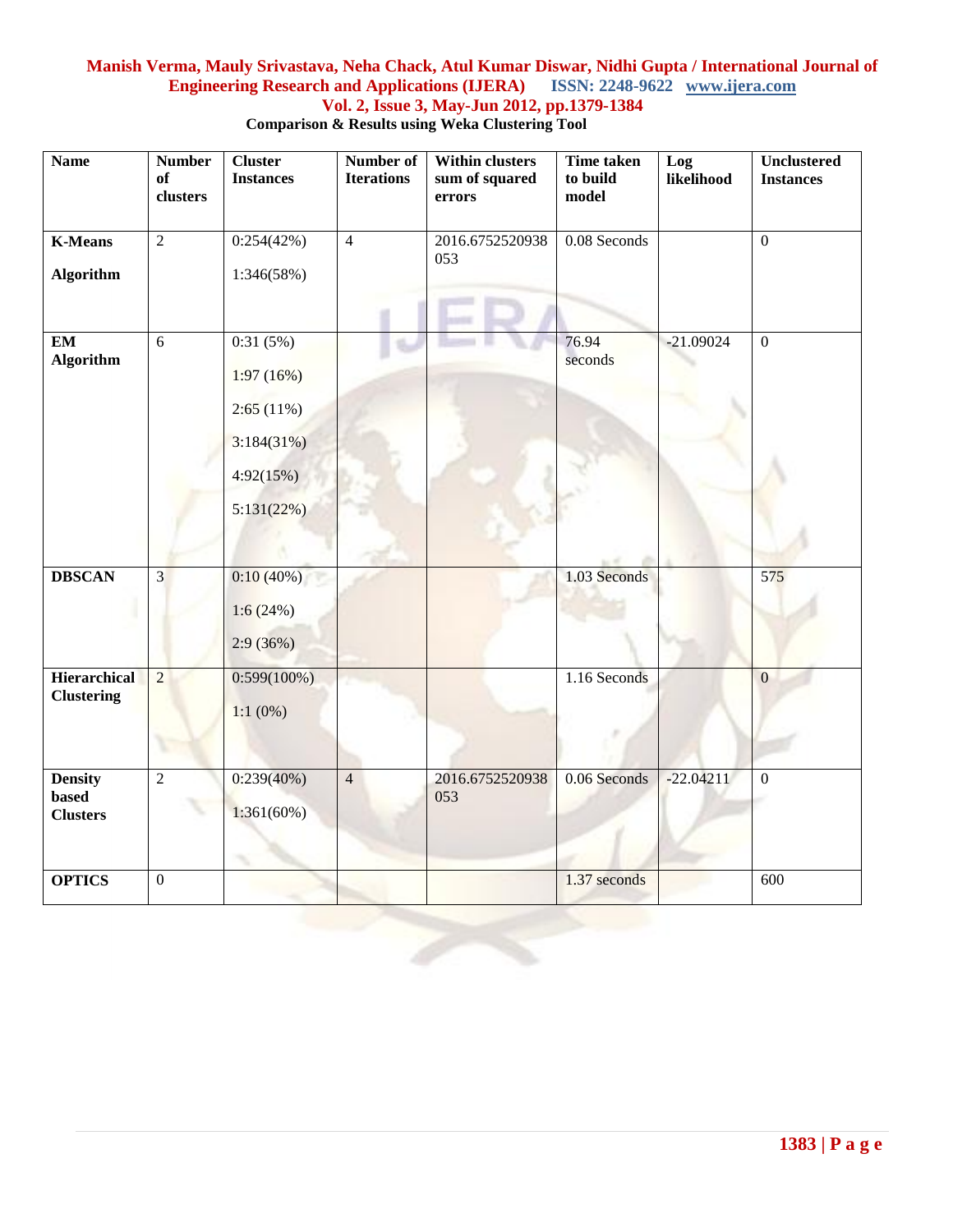**Comparison & Results using Weka Clustering Tool**

| Name | Number of clusters | Cluster Instances | Number of Iterations | Within clusters sum of squared errors | Time taken to build model | Log likelihood | Unclustered Instances |
|---|---|---|---|---|---|---|---|
| **K-Means Algorithm** | 2 | 0:254(42%)<br>1:346(58%) | 4 | 2016.6752520938053 | 0.08 Seconds | | 0 |
| **EM Algorithm** | 6 | 0:31 (5%)<br>1:97 (16%)<br>2:65 (11%)<br>3:184(31%)<br>4:92(15%)<br>5:131(22%) | | | 76.94 seconds | -21.09024 | 0 |
| **DBSCAN** | 3 | 0:10 (40%)<br>1:6 (24%)<br>2:9 (36%) | | | 1.03 Seconds | | 575 |
| **Hierarchical Clustering** | 2 | 0:599(100%)<br>1:1 (0%) | | | 1.16 Seconds | | 0 |
| **Density based Clusters** | 2 | 0:239(40%)<br>1:361(60%) | 4 | 2016.6752520938053 | 0.06 Seconds | -22.04211 | 0 |
| **OPTICS** | 0 | | | | 1.37 seconds | | 600 |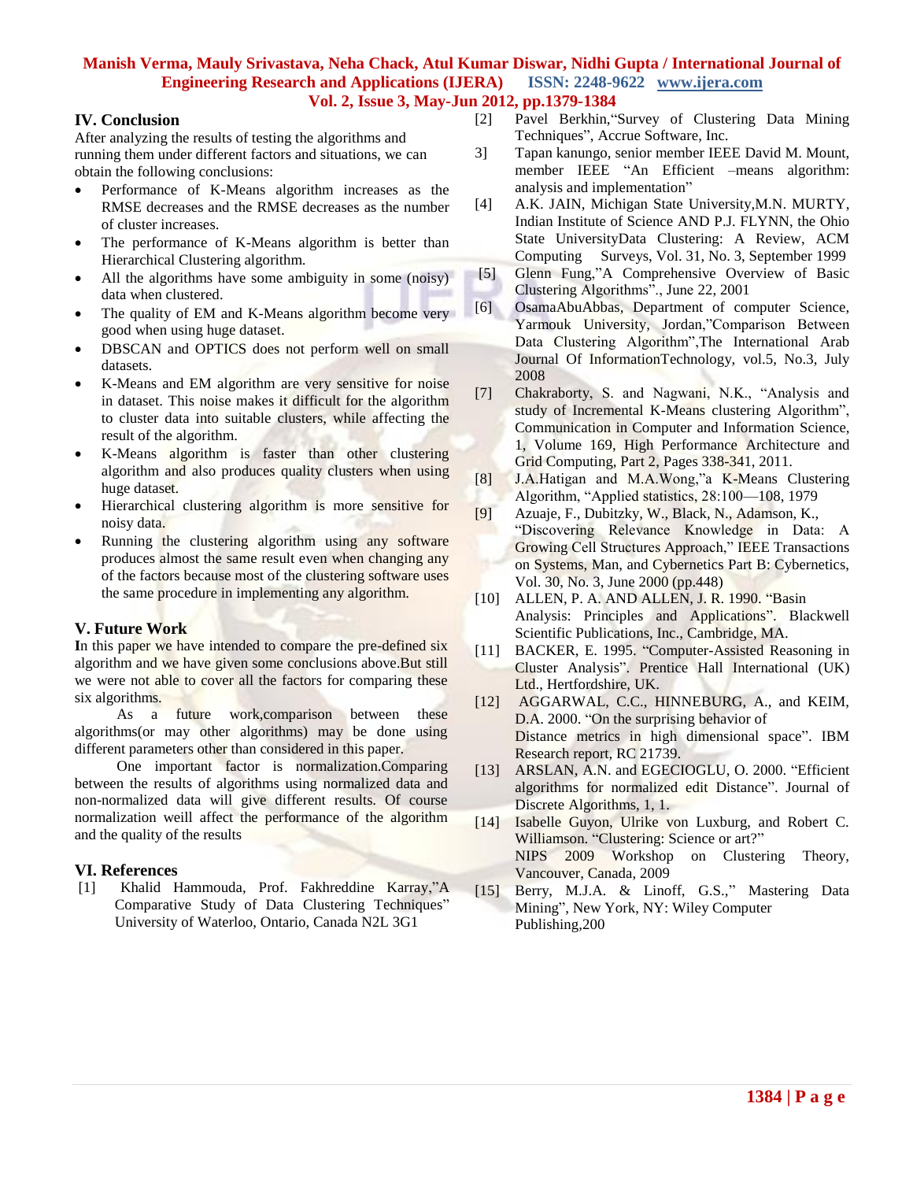## IV. Conclusion

After analyzing the results of testing the algorithms and running them under different factors and situations, we can obtain the following conclusions:

- Performance of K-Means algorithm increases as the RMSE decreases and the RMSE decreases as the number of cluster increases.
- The performance of K-Means algorithm is better than Hierarchical Clustering algorithm.
- All the algorithms have some ambiguity in some (noisy) data when clustered.
- The quality of EM and K-Means algorithm become very good when using huge dataset.
- DBSCAN and OPTICS does not perform well on small datasets.
- K-Means and EM algorithm are very sensitive for noise in dataset. This noise makes it difficult for the algorithm to cluster data into suitable clusters, while affecting the result of the algorithm.
- K-Means algorithm is faster than other clustering algorithm and also produces quality clusters when using huge dataset.
- Hierarchical clustering algorithm is more sensitive for noisy data.
- Running the clustering algorithm using any software produces almost the same result even when changing any of the factors because most of the clustering software uses the same procedure in implementing any algorithm.

## V. Future Work

**I**n this paper we have intended to compare the pre-defined six algorithm and we have given some conclusions above.But still we were not able to cover all the factors for comparing these six algorithms.

As a future work,comparison between these algorithms(or may other algorithms) may be done using different parameters other than considered in this paper.

One important factor is normalization.Comparing between the results of algorithms using normalized data and non-normalized data will give different results. Of course normalization weill affect the performance of the algorithm and the quality of the results

## VI. References

[1] Khalid Hammouda, Prof. Fakhreddine Karray,"A Comparative Study of Data Clustering Techniques" University of Waterloo, Ontario, Canada N2L 3G1

[2] Pavel Berkhin,"Survey of Clustering Data Mining Techniques", Accrue Software, Inc.

3] Tapan kanungo, senior member IEEE David M. Mount, member IEEE "An Efficient –means algorithm: analysis and implementation"

[4] A.K. JAIN, Michigan State University,M.N. MURTY, Indian Institute of Science AND P.J. FLYNN, the Ohio State UniversityData Clustering: A Review, ACM Computing Surveys, Vol. 31, No. 3, September 1999

[5] Glenn Fung,"A Comprehensive Overview of Basic Clustering Algorithms"., June 22, 2001

[6] OsamaAbuAbbas, Department of computer Science, Yarmouk University, Jordan,"Comparison Between Data Clustering Algorithm",The International Arab Journal Of InformationTechnology, vol.5, No.3, July 2008

[7] Chakraborty, S. and Nagwani, N.K., "Analysis and study of Incremental K-Means clustering Algorithm", Communication in Computer and Information Science, 1, Volume 169, High Performance Architecture and Grid Computing, Part 2, Pages 338-341, 2011.

[8] J.A.Hatigan and M.A.Wong,"a K-Means Clustering Algorithm, "Applied statistics, 28:100—108, 1979

[9] Azuaje, F., Dubitzky, W., Black, N., Adamson, K., "Discovering Relevance Knowledge in Data: A Growing Cell Structures Approach," IEEE Transactions on Systems, Man, and Cybernetics Part B: Cybernetics, Vol. 30, No. 3, June 2000 (pp.448)

[10] ALLEN, P. A. AND ALLEN, J. R. 1990. "Basin Analysis: Principles and Applications". Blackwell Scientific Publications, Inc., Cambridge, MA.

[11] BACKER, E. 1995. "Computer-Assisted Reasoning in Cluster Analysis". Prentice Hall International (UK) Ltd., Hertfordshire, UK.

[12] AGGARWAL, C.C., HINNEBURG, A., and KEIM, D.A. 2000. "On the surprising behavior of Distance metrics in high dimensional space". IBM Research report, RC 21739.

[13] ARSLAN, A.N. and EGECIOGLU, O. 2000. "Efficient algorithms for normalized edit Distance". Journal of Discrete Algorithms, 1, 1.

[14] Isabelle Guyon, Ulrike von Luxburg, and Robert C. Williamson. "Clustering: Science or art?" NIPS 2009 Workshop on Clustering Theory, Vancouver, Canada, 2009

[15] Berry, M.J.A. & Linoff, G.S.," Mastering Data Mining", New York, NY: Wiley Computer Publishing,200